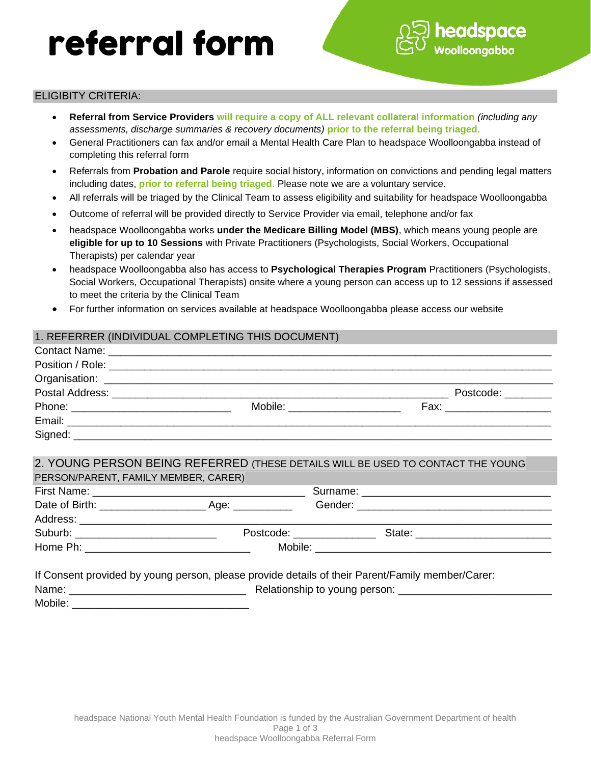# referral form

**headspace Woolloongabba**

## ELIGIBITY CRITERIA:

- **Referral from Service Providers** will require a copy of ALL relevant collateral information *(including any assessments, discharge summaries & recovery documents)* prior to the referral being triaged.
- General Practitioners can fax and/or email a Mental Health Care Plan to headspace Woolloongabba instead of completing this referral form
- Referrals from **Probation and Parole** require social history, information on convictions and pending legal matters including dates, prior to referral being triaged. Please note we are a voluntary service.
- All referrals will be triaged by the Clinical Team to assess eligibility and suitability for headspace Woolloongabba
- Outcome of referral will be provided directly to Service Provider via email, telephone and/or fax
- headspace Woolloongabba works **under the Medicare Billing Model (MBS)**, which means young people are **eligible for up to 10 Sessions** with Private Practitioners (Psychologists, Social Workers, Occupational Therapists) per calendar year
- headspace Woolloongabba also has access to **Psychological Therapies Program** Practitioners (Psychologists, Social Workers, Occupational Therapists) onsite where a young person can access up to 12 sessions if assessed to meet the criteria by the Clinical Team
- For further information on services available at headspace Woolloongabba please access our website

## 1. REFERRER (INDIVIDUAL COMPLETING THIS DOCUMENT)

Contact Name: ____________________________________________

Position / Role: ____________________________________________

Organisation: ____________________________________________

Postal Address: ______________________________________ Postcode: ________

Phone: ___________________________ Mobile: ___________________ Fax: __________________

Email: ____________________________________________

Signed: ____________________________________________

## 2. YOUNG PERSON BEING REFERRED (THESE DETAILS WILL BE USED TO CONTACT THE YOUNG PERSON/PARENT, FAMILY MEMBER, CARER)

First Name: ____________________________________ Surname: _______________________________

Date of Birth: _________________ Age: __________ Gender: ________________________________

Address: ____________________________________________

Suburb: _______________________ Postcode: ______________ State: ______________________

Home Ph: ____________________________ Mobile: ______________________________________

If Consent provided by young person, please provide details of their Parent/Family member/Carer:

Name: _____________________________ Relationship to young person: _________________________

Mobile: _____________________________

headspace National Youth Mental Health Foundation is funded by the Australian Government Department of health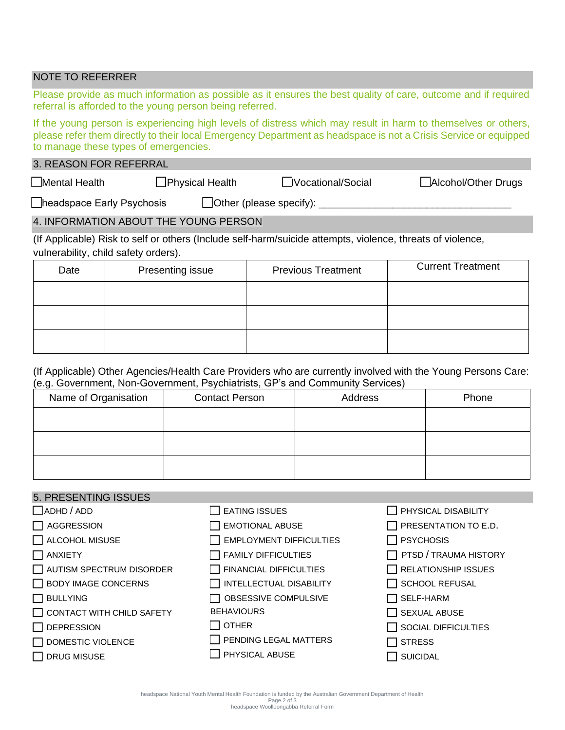## NOTE TO REFERRER

Please provide as much information as possible as it ensures the best quality of care, outcome and if required referral is afforded to the young person being referred.

If the young person is experiencing high levels of distress which may result in harm to themselves or others, please refer them directly to their local Emergency Department as headspace is not a Crisis Service or equipped to manage these types of emergencies.

## 3. REASON FOR REFERRAL

☐Mental Health ☐Physical Health ☐Vocational/Social ☐Alcohol/Other Drugs

☐headspace Early Psychosis ☐Other (please specify): ________________________________

## 4. INFORMATION ABOUT THE YOUNG PERSON

(If Applicable) Risk to self or others (Include self-harm/suicide attempts, violence, threats of violence, vulnerability, child safety orders).

| Date | Presenting issue | Previous Treatment | Current Treatment |
|---|---|---|---|
| | | | |
| | | | |
| | | | |

(If Applicable) Other Agencies/Health Care Providers who are currently involved with the Young Persons Care: (e.g. Government, Non-Government, Psychiatrists, GP's and Community Services)

| Name of Organisation | Contact Person | Address | Phone |
|---|---|---|---|
| | | | |
| | | | |
| | | | |

## 5. PRESENTING ISSUES

- ☐ ADHD / ADD
- ☐ AGGRESSION
- ☐ ALCOHOL MISUSE
- ☐ ANXIETY
- ☐ AUTISM SPECTRUM DISORDER
- ☐ BODY IMAGE CONCERNS
- ☐ BULLYING
- ☐ CONTACT WITH CHILD SAFETY
- ☐ DEPRESSION
- ☐ DOMESTIC VIOLENCE
- ☐ DRUG MISUSE
- ☐ EATING ISSUES
- ☐ EMOTIONAL ABUSE
- ☐ EMPLOYMENT DIFFICULTIES
- ☐ FAMILY DIFFICULTIES
- ☐ FINANCIAL DIFFICULTIES
- ☐ INTELLECTUAL DISABILITY
- ☐ OBSESSIVE COMPULSIVE BEHAVIOURS
- ☐ OTHER
- ☐ PENDING LEGAL MATTERS
- ☐ PHYSICAL ABUSE
- ☐ PHYSICAL DISABILITY
- ☐ PRESENTATION TO E.D.
- ☐ PSYCHOSIS
- ☐ PTSD / TRAUMA HISTORY
- ☐ RELATIONSHIP ISSUES
- ☐ SCHOOL REFUSAL
- ☐ SELF-HARM
- ☐ SEXUAL ABUSE
- ☐ SOCIAL DIFFICULTIES
- ☐ STRESS
- ☐ SUICIDAL

headspace National Youth Mental Health Foundation is funded by the Australian Government Department of Health
headspace Woolloongabba Referral Form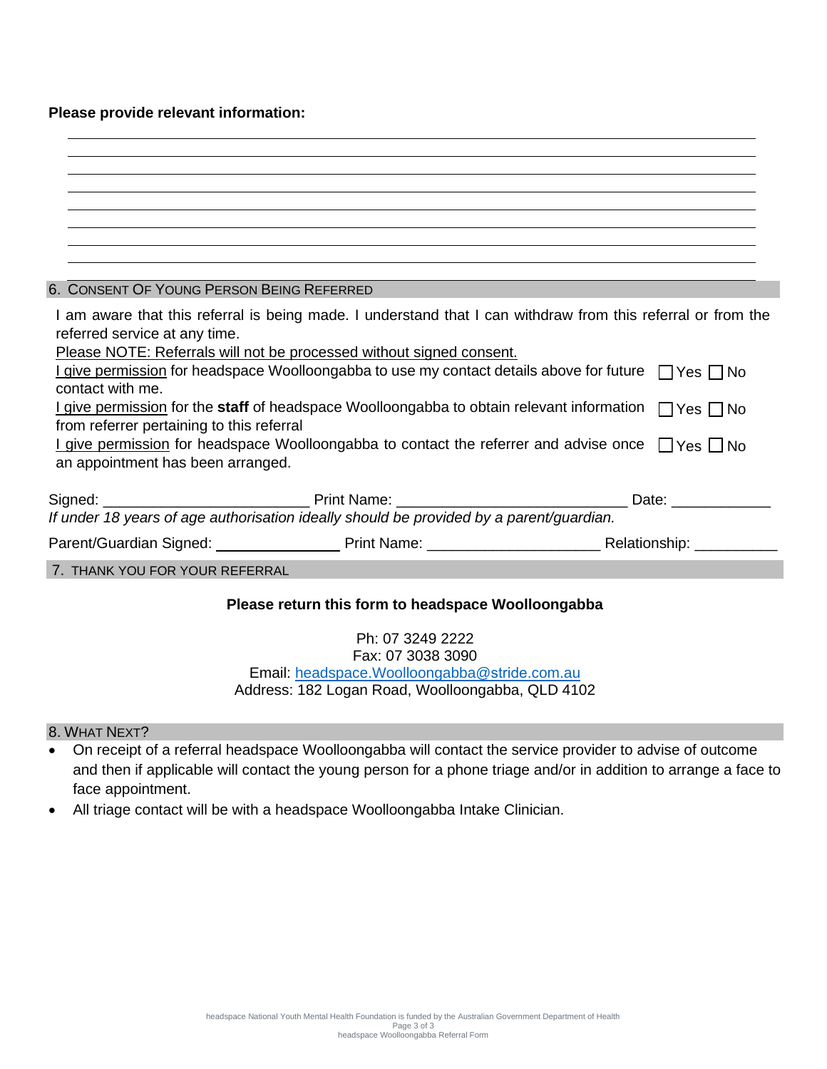**Please provide relevant information:**

________________________________________________________________________________

________________________________________________________________________________

________________________________________________________________________________

________________________________________________________________________________

________________________________________________________________________________

________________________________________________________________________________

________________________________________________________________________________

________________________________________________________________________________

## 6. Consent Of Young Person Being Referred

I am aware that this referral is being made. I understand that I can withdraw from this referral or from the referred service at any time.

Please NOTE: Referrals will not be processed without signed consent.

I give permission for headspace Woolloongabba to use my contact details above for future contact with me. ☐ Yes ☐ No

I give permission for the **staff** of headspace Woolloongabba to obtain relevant information from referrer pertaining to this referral ☐ Yes ☐ No

I give permission for headspace Woolloongabba to contact the referrer and advise once an appointment has been arranged. ☐ Yes ☐ No

Signed: _________________________ Print Name: ___________________________ Date: ___________

*If under 18 years of age authorisation ideally should be provided by a parent/guardian.*

Parent/Guardian Signed: _______________ Print Name: ____________________ Relationship: __________

## 7. Thank You For Your Referral

**Please return this form to headspace Woolloongabba**

Ph: 07 3249 2222
Fax: 07 3038 3090
Email: headspace.Woolloongabba@stride.com.au
Address: 182 Logan Road, Woolloongabba, QLD 4102

## 8. What Next?

- On receipt of a referral headspace Woolloongabba will contact the service provider to advise of outcome and then if applicable will contact the young person for a phone triage and/or in addition to arrange a face to face appointment.
- All triage contact will be with a headspace Woolloongabba Intake Clinician.

headspace National Youth Mental Health Foundation is funded by the Australian Government Department of Health